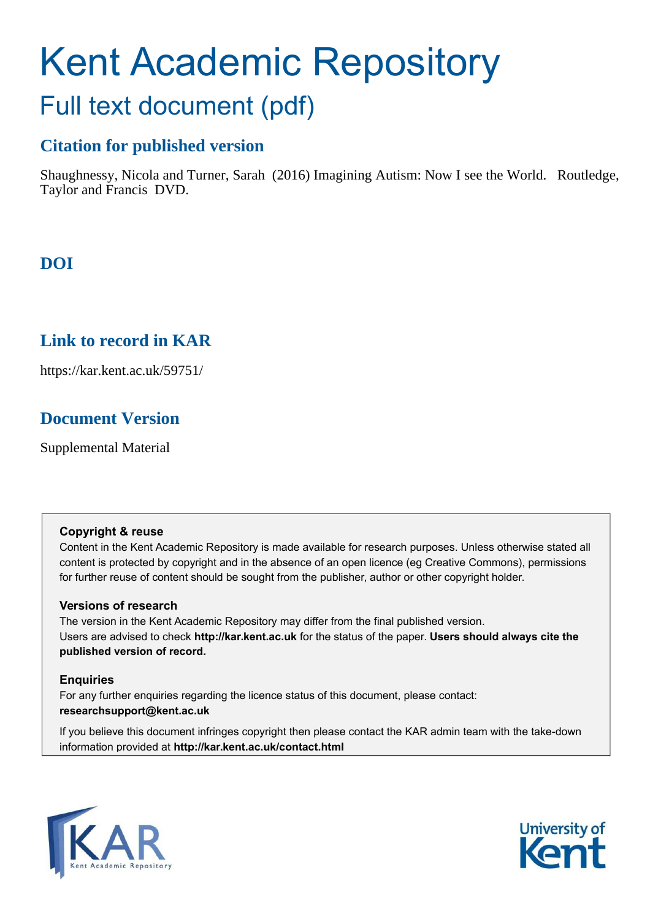# Kent Academic Repository

## Full text document (pdf)

### Citation for published version

Shaughnessy, Nicola and Turner, Sarah (2016) Imagining Autism: Now I see the World. Routledge, Taylor and Francis DVD.

### DOI

### Link to record in KAR

https://kar.kent.ac.uk/59751/

### Document Version

Supplemental Material

**Copyright & reuse**

Content in the Kent Academic Repository is made available for research purposes. Unless otherwise stated all content is protected by copyright and in the absence of an open licence (eg Creative Commons), permissions for further reuse of content should be sought from the publisher, author or other copyright holder.

**Versions of research**

The version in the Kent Academic Repository may differ from the final published version. Users are advised to check **http://kar.kent.ac.uk** for the status of the paper. **Users should always cite the published version of record.**

**Enquiries**

For any further enquiries regarding the licence status of this document, please contact: **researchsupport@kent.ac.uk**

If you believe this document infringes copyright then please contact the KAR admin team with the take-down information provided at **http://kar.kent.ac.uk/contact.html**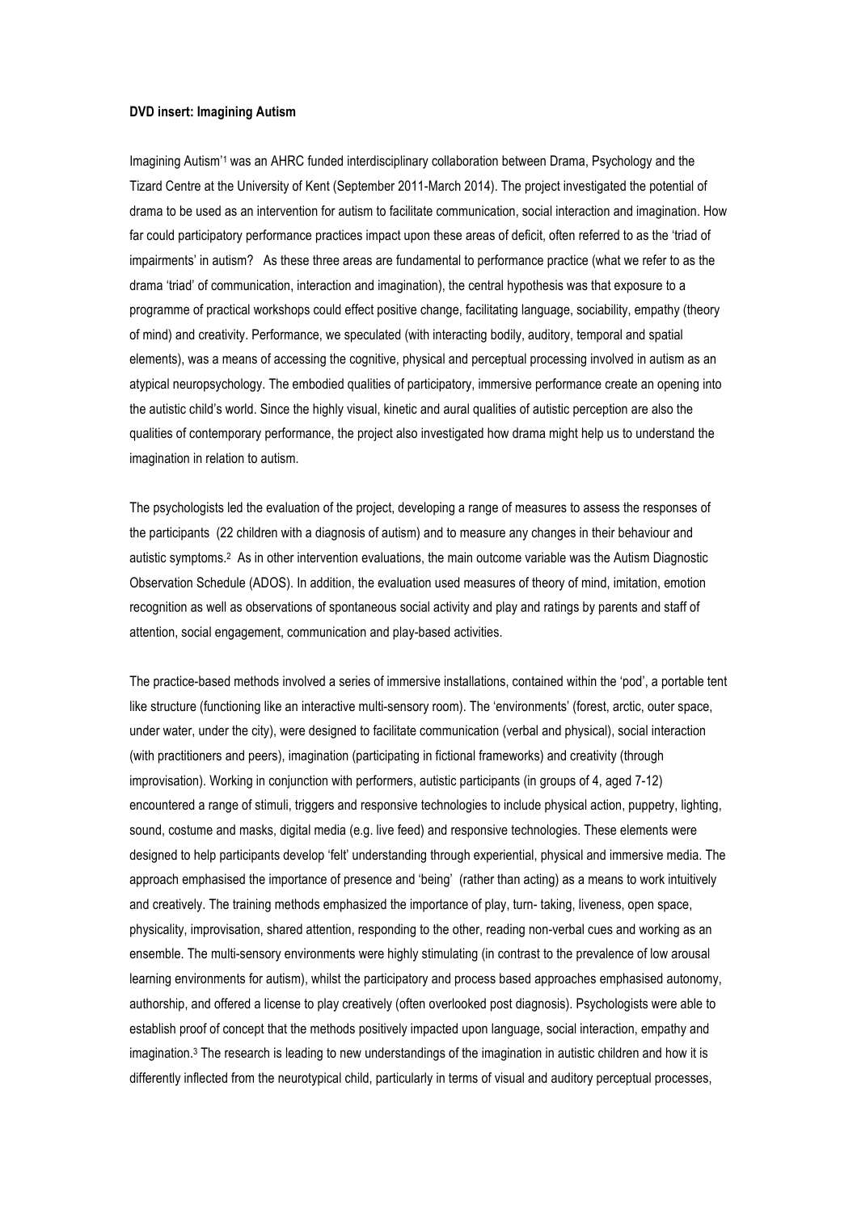**DVD insert: Imagining Autism**

Imagining Autism'[1] was an AHRC funded interdisciplinary collaboration between Drama, Psychology and the Tizard Centre at the University of Kent (September 2011-March 2014). The project investigated the potential of drama to be used as an intervention for autism to facilitate communication, social interaction and imagination. How far could participatory performance practices impact upon these areas of deficit, often referred to as the 'triad of impairments' in autism? As these three areas are fundamental to performance practice (what we refer to as the drama 'triad' of communication, interaction and imagination), the central hypothesis was that exposure to a programme of practical workshops could effect positive change, facilitating language, sociability, empathy (theory of mind) and creativity. Performance, we speculated (with interacting bodily, auditory, temporal and spatial elements), was a means of accessing the cognitive, physical and perceptual processing involved in autism as an atypical neuropsychology. The embodied qualities of participatory, immersive performance create an opening into the autistic child's world. Since the highly visual, kinetic and aural qualities of autistic perception are also the qualities of contemporary performance, the project also investigated how drama might help us to understand the imagination in relation to autism.

The psychologists led the evaluation of the project, developing a range of measures to assess the responses of the participants (22 children with a diagnosis of autism) and to measure any changes in their behaviour and autistic symptoms.[2] As in other intervention evaluations, the main outcome variable was the Autism Diagnostic Observation Schedule (ADOS). In addition, the evaluation used measures of theory of mind, imitation, emotion recognition as well as observations of spontaneous social activity and play and ratings by parents and staff of attention, social engagement, communication and play-based activities.

The practice-based methods involved a series of immersive installations, contained within the 'pod', a portable tent like structure (functioning like an interactive multi-sensory room). The 'environments' (forest, arctic, outer space, under water, under the city), were designed to facilitate communication (verbal and physical), social interaction (with practitioners and peers), imagination (participating in fictional frameworks) and creativity (through improvisation). Working in conjunction with performers, autistic participants (in groups of 4, aged 7-12) encountered a range of stimuli, triggers and responsive technologies to include physical action, puppetry, lighting, sound, costume and masks, digital media (e.g. live feed) and responsive technologies. These elements were designed to help participants develop 'felt' understanding through experiential, physical and immersive media. The approach emphasised the importance of presence and 'being' (rather than acting) as a means to work intuitively and creatively. The training methods emphasized the importance of play, turn- taking, liveness, open space, physicality, improvisation, shared attention, responding to the other, reading non-verbal cues and working as an ensemble. The multi-sensory environments were highly stimulating (in contrast to the prevalence of low arousal learning environments for autism), whilst the participatory and process based approaches emphasised autonomy, authorship, and offered a license to play creatively (often overlooked post diagnosis). Psychologists were able to establish proof of concept that the methods positively impacted upon language, social interaction, empathy and imagination.[3] The research is leading to new understandings of the imagination in autistic children and how it is differently inflected from the neurotypical child, particularly in terms of visual and auditory perceptual processes,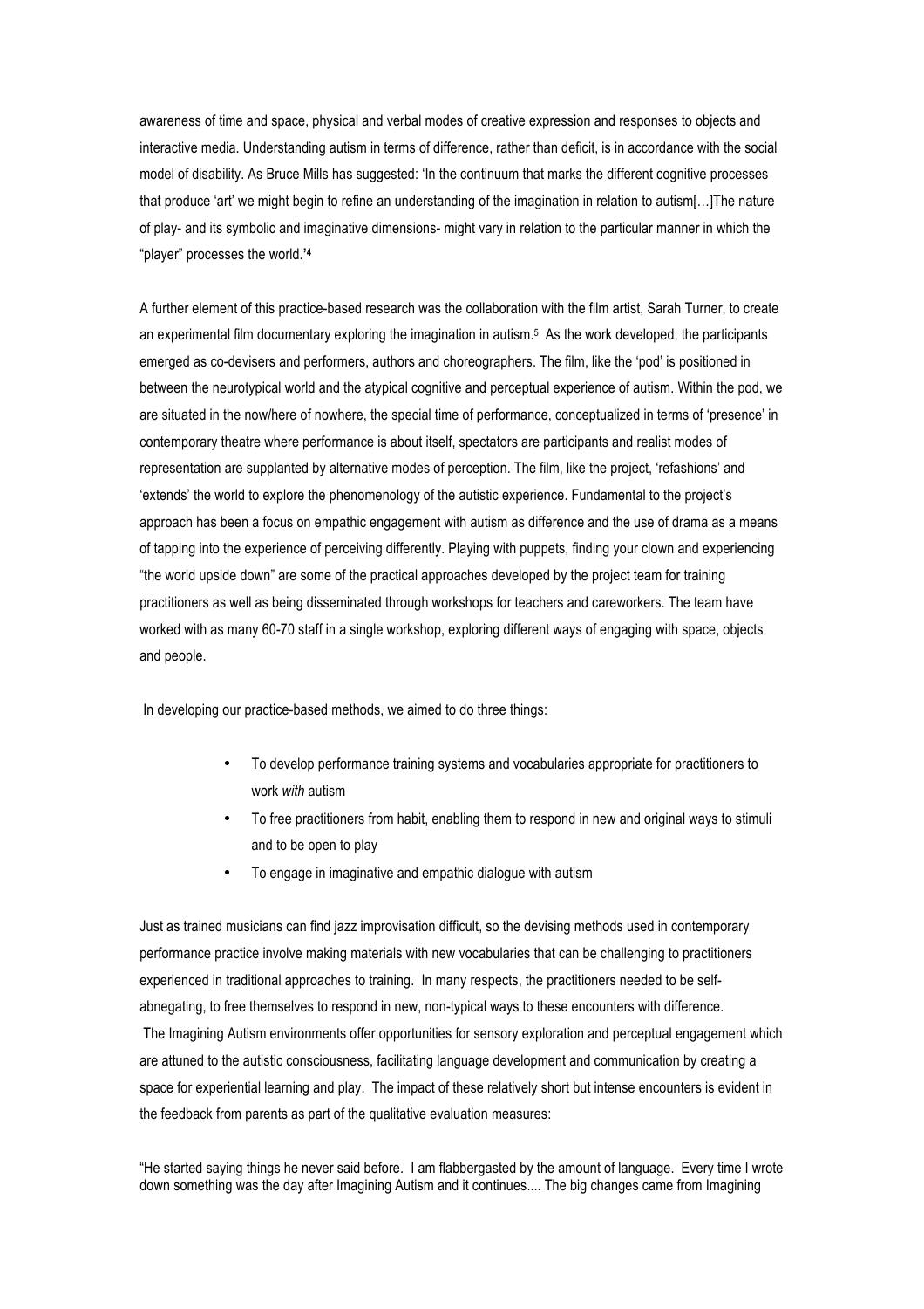awareness of time and space, physical and verbal modes of creative expression and responses to objects and interactive media. Understanding autism in terms of difference, rather than deficit, is in accordance with the social model of disability. As Bruce Mills has suggested: 'In the continuum that marks the different cognitive processes that produce 'art' we might begin to refine an understanding of the imagination in relation to autism[…]The nature of play- and its symbolic and imaginative dimensions- might vary in relation to the particular manner in which the "player" processes the world.'[4]

A further element of this practice-based research was the collaboration with the film artist, Sarah Turner, to create an experimental film documentary exploring the imagination in autism.[5] As the work developed, the participants emerged as co-devisers and performers, authors and choreographers. The film, like the 'pod' is positioned in between the neurotypical world and the atypical cognitive and perceptual experience of autism. Within the pod, we are situated in the now/here of nowhere, the special time of performance, conceptualized in terms of 'presence' in contemporary theatre where performance is about itself, spectators are participants and realist modes of representation are supplanted by alternative modes of perception. The film, like the project, 'refashions' and 'extends' the world to explore the phenomenology of the autistic experience. Fundamental to the project's approach has been a focus on empathic engagement with autism as difference and the use of drama as a means of tapping into the experience of perceiving differently. Playing with puppets, finding your clown and experiencing "the world upside down" are some of the practical approaches developed by the project team for training practitioners as well as being disseminated through workshops for teachers and careworkers. The team have worked with as many 60-70 staff in a single workshop, exploring different ways of engaging with space, objects and people.

In developing our practice-based methods, we aimed to do three things:

- To develop performance training systems and vocabularies appropriate for practitioners to work *with* autism
- To free practitioners from habit, enabling them to respond in new and original ways to stimuli and to be open to play
- To engage in imaginative and empathic dialogue with autism

Just as trained musicians can find jazz improvisation difficult, so the devising methods used in contemporary performance practice involve making materials with new vocabularies that can be challenging to practitioners experienced in traditional approaches to training. In many respects, the practitioners needed to be self-abnegating, to free themselves to respond in new, non-typical ways to these encounters with difference.
The Imagining Autism environments offer opportunities for sensory exploration and perceptual engagement which are attuned to the autistic consciousness, facilitating language development and communication by creating a space for experiential learning and play. The impact of these relatively short but intense encounters is evident in the feedback from parents as part of the qualitative evaluation measures:

"He started saying things he never said before. I am flabbergasted by the amount of language. Every time I wrote down something was the day after Imagining Autism and it continues.... The big changes came from Imagining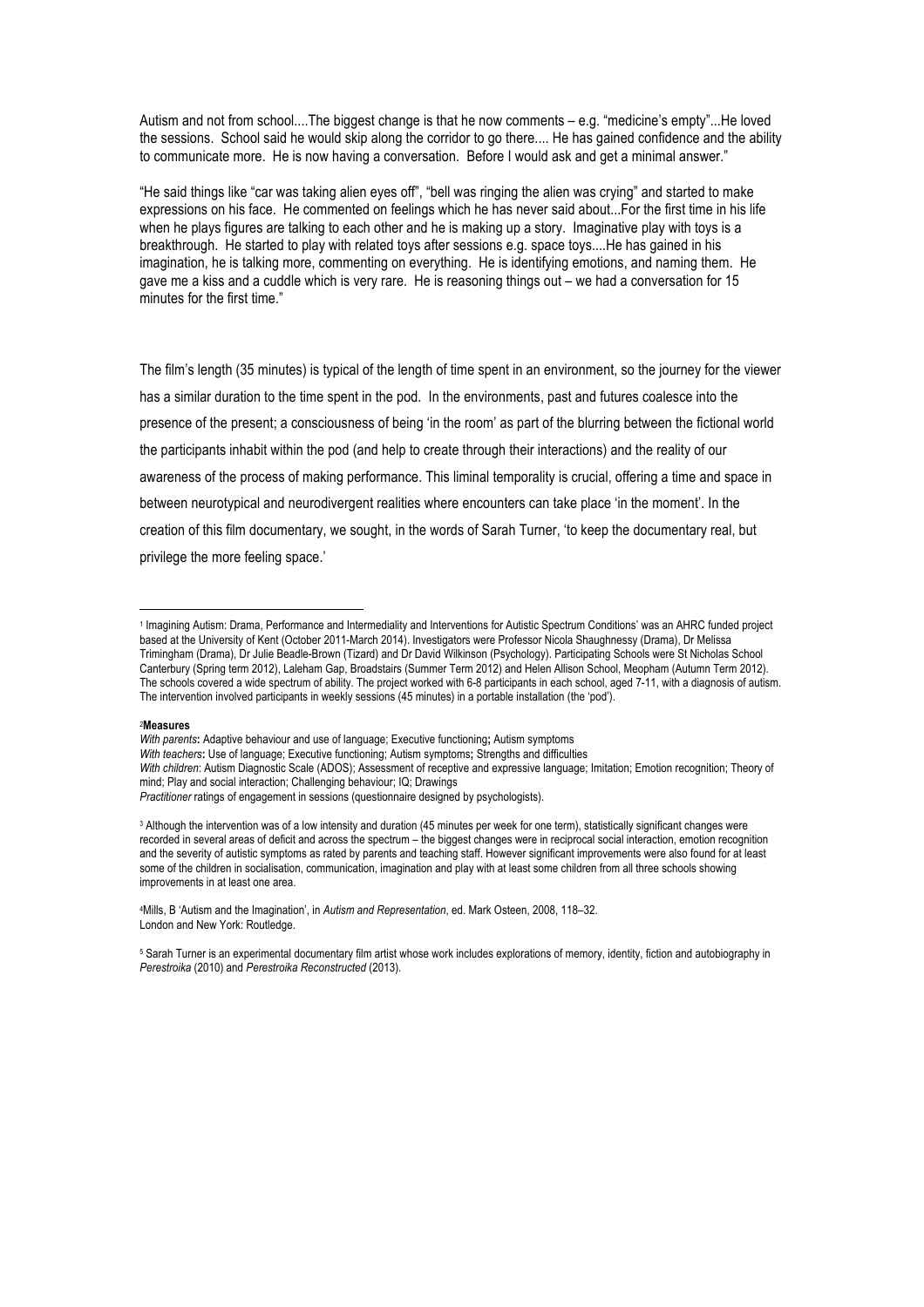Autism and not from school....The biggest change is that he now comments – e.g. "medicine's empty"...He loved the sessions. School said he would skip along the corridor to go there.... He has gained confidence and the ability to communicate more. He is now having a conversation. Before I would ask and get a minimal answer."

"He said things like "car was taking alien eyes off", "bell was ringing the alien was crying" and started to make expressions on his face. He commented on feelings which he has never said about...For the first time in his life when he plays figures are talking to each other and he is making up a story. Imaginative play with toys is a breakthrough. He started to play with related toys after sessions e.g. space toys....He has gained in his imagination, he is talking more, commenting on everything. He is identifying emotions, and naming them. He gave me a kiss and a cuddle which is very rare. He is reasoning things out – we had a conversation for 15 minutes for the first time."

The film's length (35 minutes) is typical of the length of time spent in an environment, so the journey for the viewer has a similar duration to the time spent in the pod. In the environments, past and futures coalesce into the presence of the present; a consciousness of being 'in the room' as part of the blurring between the fictional world the participants inhabit within the pod (and help to create through their interactions) and the reality of our awareness of the process of making performance. This liminal temporality is crucial, offering a time and space in between neurotypical and neurodivergent realities where encounters can take place 'in the moment'. In the creation of this film documentary, we sought, in the words of Sarah Turner, 'to keep the documentary real, but privilege the more feeling space.'

---

[1] Imagining Autism: Drama, Performance and Intermediality and Interventions for Autistic Spectrum Conditions' was an AHRC funded project based at the University of Kent (October 2011-March 2014). Investigators were Professor Nicola Shaughnessy (Drama), Dr Melissa Trimingham (Drama), Dr Julie Beadle-Brown (Tizard) and Dr David Wilkinson (Psychology). Participating Schools were St Nicholas School Canterbury (Spring term 2012), Laleham Gap, Broadstairs (Summer Term 2012) and Helen Allison School, Meopham (Autumn Term 2012). The schools covered a wide spectrum of ability. The project worked with 6-8 participants in each school, aged 7-11, with a diagnosis of autism. The intervention involved participants in weekly sessions (45 minutes) in a portable installation (the 'pod').

[2] **Measures**

*With parents*: Adaptive behaviour and use of language; Executive functioning; Autism symptoms
*With teachers*: Use of language; Executive functioning; Autism symptoms; Strengths and difficulties
*With children*: Autism Diagnostic Scale (ADOS); Assessment of receptive and expressive language; Imitation; Emotion recognition; Theory of mind; Play and social interaction; Challenging behaviour; IQ; Drawings
*Practitioner* ratings of engagement in sessions (questionnaire designed by psychologists).

[3] Although the intervention was of a low intensity and duration (45 minutes per week for one term), statistically significant changes were recorded in several areas of deficit and across the spectrum – the biggest changes were in reciprocal social interaction, emotion recognition and the severity of autistic symptoms as rated by parents and teaching staff. However significant improvements were also found for at least some of the children in socialisation, communication, imagination and play with at least some children from all three schools showing improvements in at least one area.

[4] Mills, B 'Autism and the Imagination', in *Autism and Representation*, ed. Mark Osteen, 2008, 118–32. London and New York: Routledge.

[5] Sarah Turner is an experimental documentary film artist whose work includes explorations of memory, identity, fiction and autobiography in *Perestroika* (2010) and *Perestroika Reconstructed* (2013).